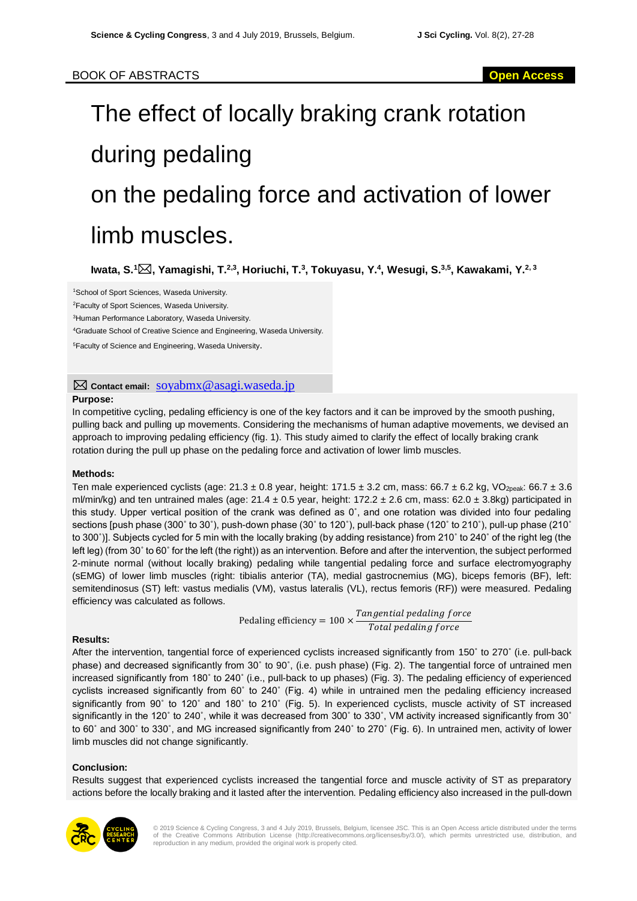BOOK OF ABSTRACTS

Open Access

# The effect of locally braking crank rotation during pedaling on the pedaling force and activation of lower limb muscles.

**Iwata, S.[1]✉, Yamagishi, T.[2,3], Horiuchi, T.[3], Tokuyasu, Y.[4], Wesugi, S.[3,5], Kawakami, Y.[2, 3]**

[1]School of Sport Sciences, Waseda University.

[2]Faculty of Sport Sciences, Waseda University.

[3]Human Performance Laboratory, Waseda University.

[4]Graduate School of Creative Science and Engineering, Waseda University.

[5]Faculty of Science and Engineering, Waseda University.

✉ **Contact email:** soyabmx@asagi.waseda.jp

### Purpose:

In competitive cycling, pedaling efficiency is one of the key factors and it can be improved by the smooth pushing, pulling back and pulling up movements. Considering the mechanisms of human adaptive movements, we devised an approach to improving pedaling efficiency (fig. 1). This study aimed to clarify the effect of locally braking crank rotation during the pull up phase on the pedaling force and activation of lower limb muscles.

### Methods:

Ten male experienced cyclists (age: 21.3 ± 0.8 year, height: 171.5 ± 3.2 cm, mass: 66.7 ± 6.2 kg, $VO_{2peak}$: 66.7 ± 3.6 ml/min/kg) and ten untrained males (age: 21.4 ± 0.5 year, height: 172.2 ± 2.6 cm, mass: 62.0 ± 3.8kg) participated in this study. Upper vertical position of the crank was defined as 0˚, and one rotation was divided into four pedaling sections [push phase (300˚ to 30˚), push-down phase (30˚ to 120˚), pull-back phase (120˚ to 210˚), pull-up phase (210˚ to 300˚)]. Subjects cycled for 5 min with the locally braking (by adding resistance) from 210˚ to 240˚ of the right leg (the left leg) (from 30˚ to 60˚ for the left (the right)) as an intervention. Before and after the intervention, the subject performed 2-minute normal (without locally braking) pedaling while tangential pedaling force and surface electromyography (sEMG) of lower limb muscles (right: tibialis anterior (TA), medial gastrocnemius (MG), biceps femoris (BF), left: semitendinosus (ST) left: vastus medialis (VM), vastus lateralis (VL), rectus femoris (RF)) were measured. Pedaling efficiency was calculated as follows.

$$\text{Pedaling efficiency} = 100 \times \frac{\textit{Tangential pedaling force}}{\textit{Total pedaling force}}$$

### Results:

After the intervention, tangential force of experienced cyclists increased significantly from 150˚ to 270˚ (i.e. pull-back phase) and decreased significantly from 30˚ to 90˚, (i.e. push phase) (Fig. 2). The tangential force of untrained men increased significantly from 180˚ to 240˚ (i.e., pull-back to up phases) (Fig. 3). The pedaling efficiency of experienced cyclists increased significantly from 60˚ to 240˚ (Fig. 4) while in untrained men the pedaling efficiency increased significantly from 90˚ to 120˚ and 180˚ to 210˚ (Fig. 5). In experienced cyclists, muscle activity of ST increased significantly in the 120˚ to 240˚, while it was decreased from 300˚ to 330˚, VM activity increased significantly from 30˚ to 60˚ and 300˚ to 330˚, and MG increased significantly from 240˚ to 270˚ (Fig. 6). In untrained men, activity of lower limb muscles did not change significantly.

### Conclusion:

Results suggest that experienced cyclists increased the tangential force and muscle activity of ST as preparatory actions before the locally braking and it lasted after the intervention. Pedaling efficiency also increased in the pull-down

© 2019 Science & Cycling Congress, 3 and 4 July 2019, Brussels, Belgium, licensee JSC. This is an Open Access article distributed under the terms of the Creative Commons Attribution License (http://creativecommons.org/licenses/by/3.0/), which permits unrestricted use, distribution, and reproduction in any medium, provided the original work is properly cited.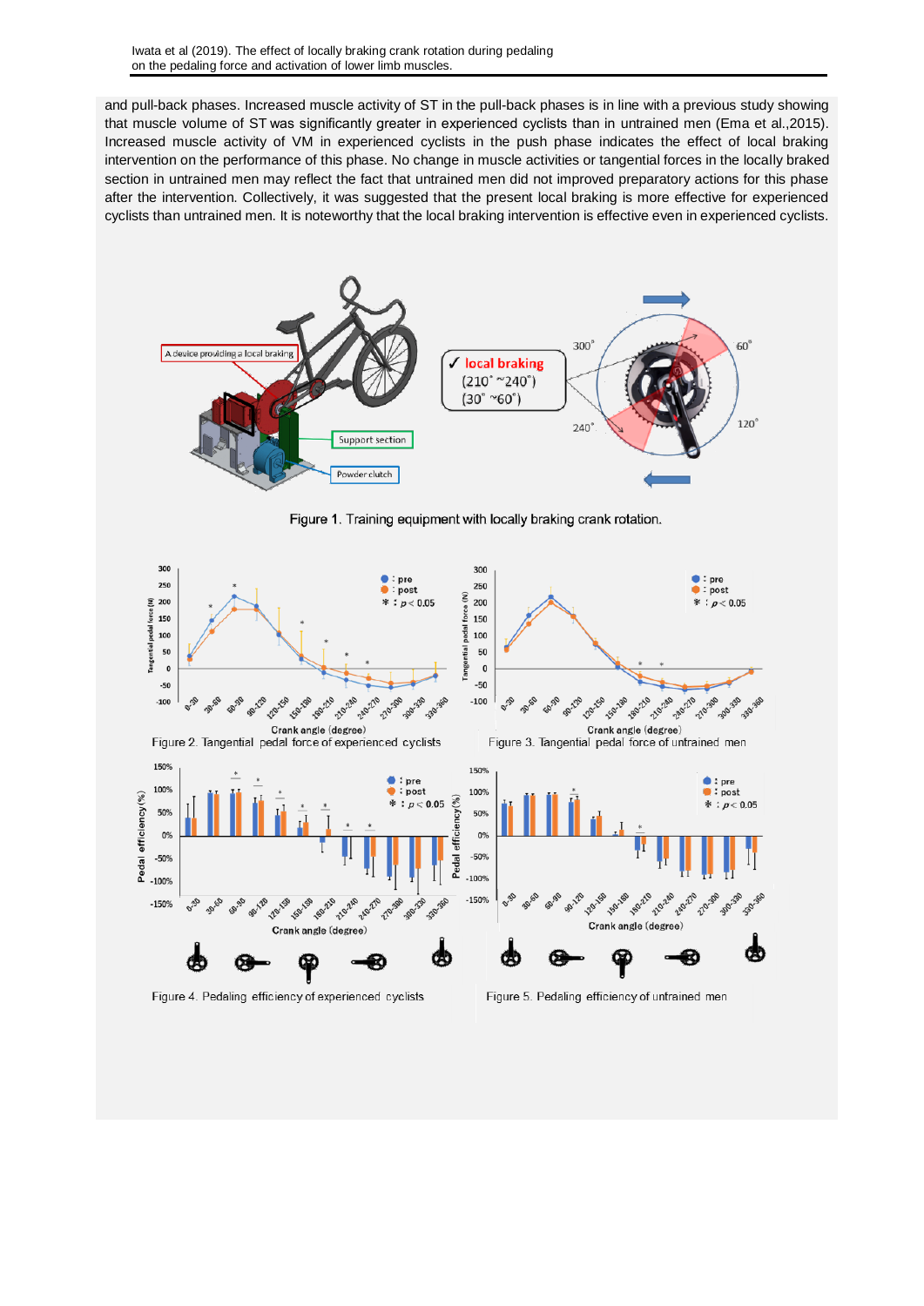and pull-back phases. Increased muscle activity of ST in the pull-back phases is in line with a previous study showing that muscle volume of ST was significantly greater in experienced cyclists than in untrained men (Ema et al.,2015). Increased muscle activity of VM in experienced cyclists in the push phase indicates the effect of local braking intervention on the performance of this phase. No change in muscle activities or tangential forces in the locally braked section in untrained men may reflect the fact that untrained men did not improved preparatory actions for this phase after the intervention. Collectively, it was suggested that the present local braking is more effective for experienced cyclists than untrained men. It is noteworthy that the local braking intervention is effective even in experienced cyclists.

A device providing a local braking
Support section
Powder clutch
✓ local braking
(210° ~240°)
(30° ~60°)
300°
60°
240°
120°

Figure 1. Training equipment with locally braking crank rotation.

Tangential pedal force (N)
300
250
200
150
100
50
0
-50
-100
● : pre
● : post
＊ : $p < 0.05$
0-30 30-60 60-90 90-120 120-150 150-180 180-210 210-240 240-270 270-300 300-330 330-360
Crank angle (degree)

Figure 2. Tangential pedal force of experienced cyclists

Tangential pedal force (N)
300
250
200
150
100
50
0
-50
-100
● : pre
● : post
＊ : $p < 0.05$
0-30 30-60 60-90 90-120 120-150 150-180 180-210 210-240 240-270 270-300 300-330 330-360
Crank angle (degree)

Figure 3. Tangential pedal force of untrained men

Pedal efficiency(%)
150%
100%
50%
0%
-50%
-100%
-150%
● : pre
● : post
＊ : $p < 0.05$
0-30 30-60 60-90 90-120 120-150 150-180 180-210 210-240 240-270 270-300 300-330 330-360
Crank angle (degree)

Figure 4. Pedaling efficiency of experienced cyclists

Pedal efficiency(%)
150%
100%
50%
0%
-50%
-100%
-150%
● : pre
● : post
＊ : $p < 0.05$
0-30 30-60 60-90 90-120 120-150 150-180 180-210 210-240 240-270 270-300 300-330 330-360
Crank angle (degree)

Figure 5. Pedaling efficiency of untrained men